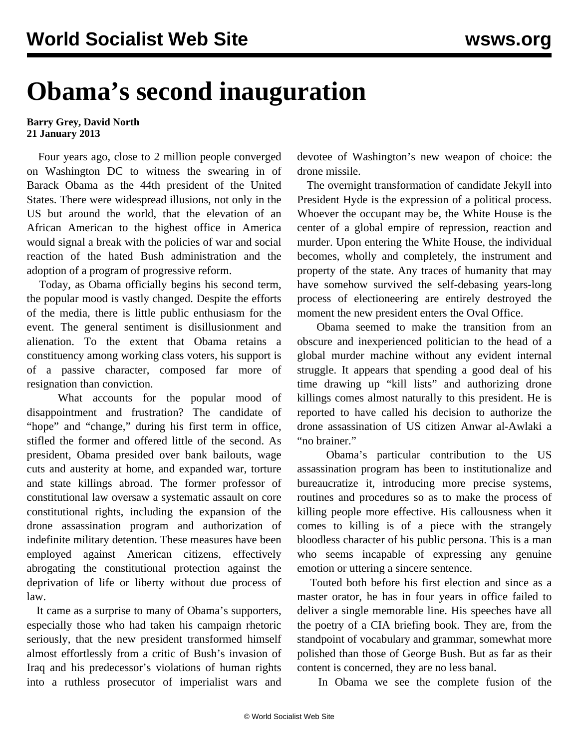# Obama's second inauguration

**Barry Grey, David North**
**21 January 2013**

Four years ago, close to 2 million people converged on Washington DC to witness the swearing in of Barack Obama as the 44th president of the United States. There were widespread illusions, not only in the US but around the world, that the elevation of an African American to the highest office in America would signal a break with the policies of war and social reaction of the hated Bush administration and the adoption of a program of progressive reform.

Today, as Obama officially begins his second term, the popular mood is vastly changed. Despite the efforts of the media, there is little public enthusiasm for the event. The general sentiment is disillusionment and alienation. To the extent that Obama retains a constituency among working class voters, his support is of a passive character, composed far more of resignation than conviction.

What accounts for the popular mood of disappointment and frustration? The candidate of "hope" and "change," during his first term in office, stifled the former and offered little of the second. As president, Obama presided over bank bailouts, wage cuts and austerity at home, and expanded war, torture and state killings abroad. The former professor of constitutional law oversaw a systematic assault on core constitutional rights, including the expansion of the drone assassination program and authorization of indefinite military detention. These measures have been employed against American citizens, effectively abrogating the constitutional protection against the deprivation of life or liberty without due process of law.

It came as a surprise to many of Obama's supporters, especially those who had taken his campaign rhetoric seriously, that the new president transformed himself almost effortlessly from a critic of Bush's invasion of Iraq and his predecessor's violations of human rights into a ruthless prosecutor of imperialist wars and devotee of Washington's new weapon of choice: the drone missile.

The overnight transformation of candidate Jekyll into President Hyde is the expression of a political process. Whoever the occupant may be, the White House is the center of a global empire of repression, reaction and murder. Upon entering the White House, the individual becomes, wholly and completely, the instrument and property of the state. Any traces of humanity that may have somehow survived the self-debasing years-long process of electioneering are entirely destroyed the moment the new president enters the Oval Office.

Obama seemed to make the transition from an obscure and inexperienced politician to the head of a global murder machine without any evident internal struggle. It appears that spending a good deal of his time drawing up "kill lists" and authorizing drone killings comes almost naturally to this president. He is reported to have called his decision to authorize the drone assassination of US citizen Anwar al-Awlaki a "no brainer."

Obama's particular contribution to the US assassination program has been to institutionalize and bureaucratize it, introducing more precise systems, routines and procedures so as to make the process of killing people more effective. His callousness when it comes to killing is of a piece with the strangely bloodless character of his public persona. This is a man who seems incapable of expressing any genuine emotion or uttering a sincere sentence.

Touted both before his first election and since as a master orator, he has in four years in office failed to deliver a single memorable line. His speeches have all the poetry of a CIA briefing book. They are, from the standpoint of vocabulary and grammar, somewhat more polished than those of George Bush. But as far as their content is concerned, they are no less banal.

In Obama we see the complete fusion of the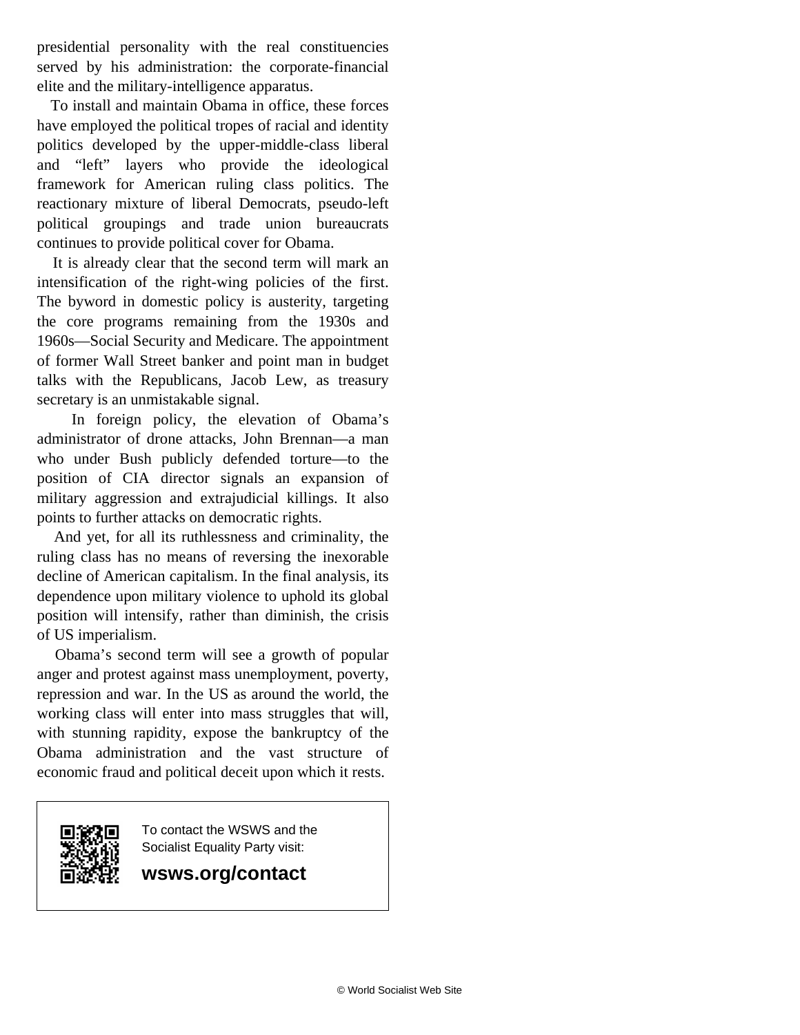presidential personality with the real constituencies served by his administration: the corporate-financial elite and the military-intelligence apparatus.

To install and maintain Obama in office, these forces have employed the political tropes of racial and identity politics developed by the upper-middle-class liberal and "left" layers who provide the ideological framework for American ruling class politics. The reactionary mixture of liberal Democrats, pseudo-left political groupings and trade union bureaucrats continues to provide political cover for Obama.

It is already clear that the second term will mark an intensification of the right-wing policies of the first. The byword in domestic policy is austerity, targeting the core programs remaining from the 1930s and 1960s—Social Security and Medicare. The appointment of former Wall Street banker and point man in budget talks with the Republicans, Jacob Lew, as treasury secretary is an unmistakable signal.

In foreign policy, the elevation of Obama's administrator of drone attacks, John Brennan—a man who under Bush publicly defended torture—to the position of CIA director signals an expansion of military aggression and extrajudicial killings. It also points to further attacks on democratic rights.

And yet, for all its ruthlessness and criminality, the ruling class has no means of reversing the inexorable decline of American capitalism. In the final analysis, its dependence upon military violence to uphold its global position will intensify, rather than diminish, the crisis of US imperialism.

Obama's second term will see a growth of popular anger and protest against mass unemployment, poverty, repression and war. In the US as around the world, the working class will enter into mass struggles that will, with stunning rapidity, expose the bankruptcy of the Obama administration and the vast structure of economic fraud and political deceit upon which it rests.

To contact the WSWS and the Socialist Equality Party visit:

**wsws.org/contact**